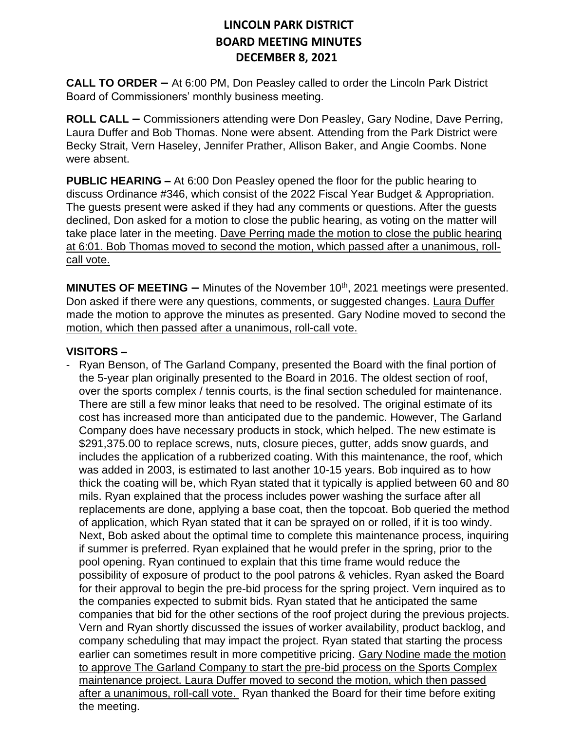# LINCOLN PARK DISTRICT
## BOARD MEETING MINUTES
### DECEMBER 8, 2021

**CALL TO ORDER –** At 6:00 PM, Don Peasley called to order the Lincoln Park District Board of Commissioners' monthly business meeting.

**ROLL CALL –** Commissioners attending were Don Peasley, Gary Nodine, Dave Perring, Laura Duffer and Bob Thomas. None were absent. Attending from the Park District were Becky Strait, Vern Haseley, Jennifer Prather, Allison Baker, and Angie Coombs. None were absent.

**PUBLIC HEARING –** At 6:00 Don Peasley opened the floor for the public hearing to discuss Ordinance #346, which consist of the 2022 Fiscal Year Budget & Appropriation. The guests present were asked if they had any comments or questions. After the guests declined, Don asked for a motion to close the public hearing, as voting on the matter will take place later in the meeting. <u>Dave Perring made the motion to close the public hearing at 6:01. Bob Thomas moved to second the motion, which passed after a unanimous, roll-call vote.</u>

**MINUTES OF MEETING –** Minutes of the November 10th, 2021 meetings were presented. Don asked if there were any questions, comments, or suggested changes. <u>Laura Duffer made the motion to approve the minutes as presented. Gary Nodine moved to second the motion, which then passed after a unanimous, roll-call vote.</u>

**VISITORS –**

- Ryan Benson, of The Garland Company, presented the Board with the final portion of the 5-year plan originally presented to the Board in 2016. The oldest section of roof, over the sports complex / tennis courts, is the final section scheduled for maintenance. There are still a few minor leaks that need to be resolved. The original estimate of its cost has increased more than anticipated due to the pandemic. However, The Garland Company does have necessary products in stock, which helped. The new estimate is $291,375.00 to replace screws, nuts, closure pieces, gutter, adds snow guards, and includes the application of a rubberized coating. With this maintenance, the roof, which was added in 2003, is estimated to last another 10-15 years. Bob inquired as to how thick the coating will be, which Ryan stated that it typically is applied between 60 and 80 mils. Ryan explained that the process includes power washing the surface after all replacements are done, applying a base coat, then the topcoat. Bob queried the method of application, which Ryan stated that it can be sprayed on or rolled, if it is too windy. Next, Bob asked about the optimal time to complete this maintenance process, inquiring if summer is preferred. Ryan explained that he would prefer in the spring, prior to the pool opening. Ryan continued to explain that this time frame would reduce the possibility of exposure of product to the pool patrons & vehicles. Ryan asked the Board for their approval to begin the pre-bid process for the spring project. Vern inquired as to the companies expected to submit bids. Ryan stated that he anticipated the same companies that bid for the other sections of the roof project during the previous projects. Vern and Ryan shortly discussed the issues of worker availability, product backlog, and company scheduling that may impact the project. Ryan stated that starting the process earlier can sometimes result in more competitive pricing. <u>Gary Nodine made the motion to approve The Garland Company to start the pre-bid process on the Sports Complex maintenance project. Laura Duffer moved to second the motion, which then passed after a unanimous, roll-call vote.</u> Ryan thanked the Board for their time before exiting the meeting.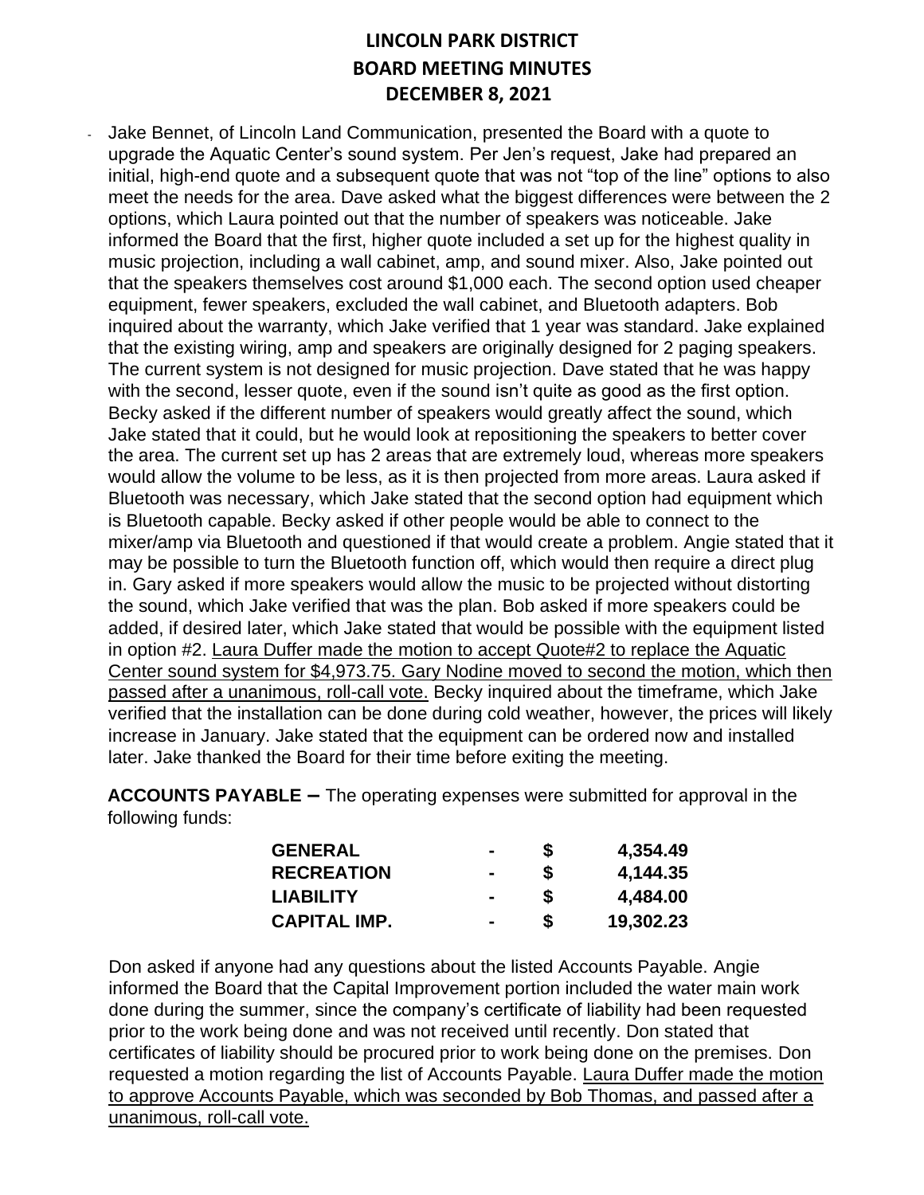# LINCOLN PARK DISTRICT
# BOARD MEETING MINUTES
# DECEMBER 8, 2021

- Jake Bennet, of Lincoln Land Communication, presented the Board with a quote to upgrade the Aquatic Center's sound system. Per Jen's request, Jake had prepared an initial, high-end quote and a subsequent quote that was not "top of the line" options to also meet the needs for the area. Dave asked what the biggest differences were between the 2 options, which Laura pointed out that the number of speakers was noticeable. Jake informed the Board that the first, higher quote included a set up for the highest quality in music projection, including a wall cabinet, amp, and sound mixer. Also, Jake pointed out that the speakers themselves cost around $1,000 each. The second option used cheaper equipment, fewer speakers, excluded the wall cabinet, and Bluetooth adapters. Bob inquired about the warranty, which Jake verified that 1 year was standard. Jake explained that the existing wiring, amp and speakers are originally designed for 2 paging speakers. The current system is not designed for music projection. Dave stated that he was happy with the second, lesser quote, even if the sound isn't quite as good as the first option. Becky asked if the different number of speakers would greatly affect the sound, which Jake stated that it could, but he would look at repositioning the speakers to better cover the area. The current set up has 2 areas that are extremely loud, whereas more speakers would allow the volume to be less, as it is then projected from more areas. Laura asked if Bluetooth was necessary, which Jake stated that the second option had equipment which is Bluetooth capable. Becky asked if other people would be able to connect to the mixer/amp via Bluetooth and questioned if that would create a problem. Angie stated that it may be possible to turn the Bluetooth function off, which would then require a direct plug in. Gary asked if more speakers would allow the music to be projected without distorting the sound, which Jake verified that was the plan. Bob asked if more speakers could be added, if desired later, which Jake stated that would be possible with the equipment listed in option #2. <u>Laura Duffer made the motion to accept Quote#2 to replace the Aquatic Center sound system for $4,973.75. Gary Nodine moved to second the motion, which then passed after a unanimous, roll-call vote.</u> Becky inquired about the timeframe, which Jake verified that the installation can be done during cold weather, however, the prices will likely increase in January. Jake stated that the equipment can be ordered now and installed later. Jake thanked the Board for their time before exiting the meeting.

**ACCOUNTS PAYABLE –** The operating expenses were submitted for approval in the following funds:

| | | | |
|---|---|---|---|
| **GENERAL** | **-** | **$** | **4,354.49** |
| **RECREATION** | **-** | **$** | **4,144.35** |
| **LIABILITY** | **-** | **$** | **4,484.00** |
| **CAPITAL IMP.** | **-** | **$** | **19,302.23** |

Don asked if anyone had any questions about the listed Accounts Payable. Angie informed the Board that the Capital Improvement portion included the water main work done during the summer, since the company's certificate of liability had been requested prior to the work being done and was not received until recently. Don stated that certificates of liability should be procured prior to work being done on the premises. Don requested a motion regarding the list of Accounts Payable. <u>Laura Duffer made the motion to approve Accounts Payable, which was seconded by Bob Thomas, and passed after a unanimous, roll-call vote.</u>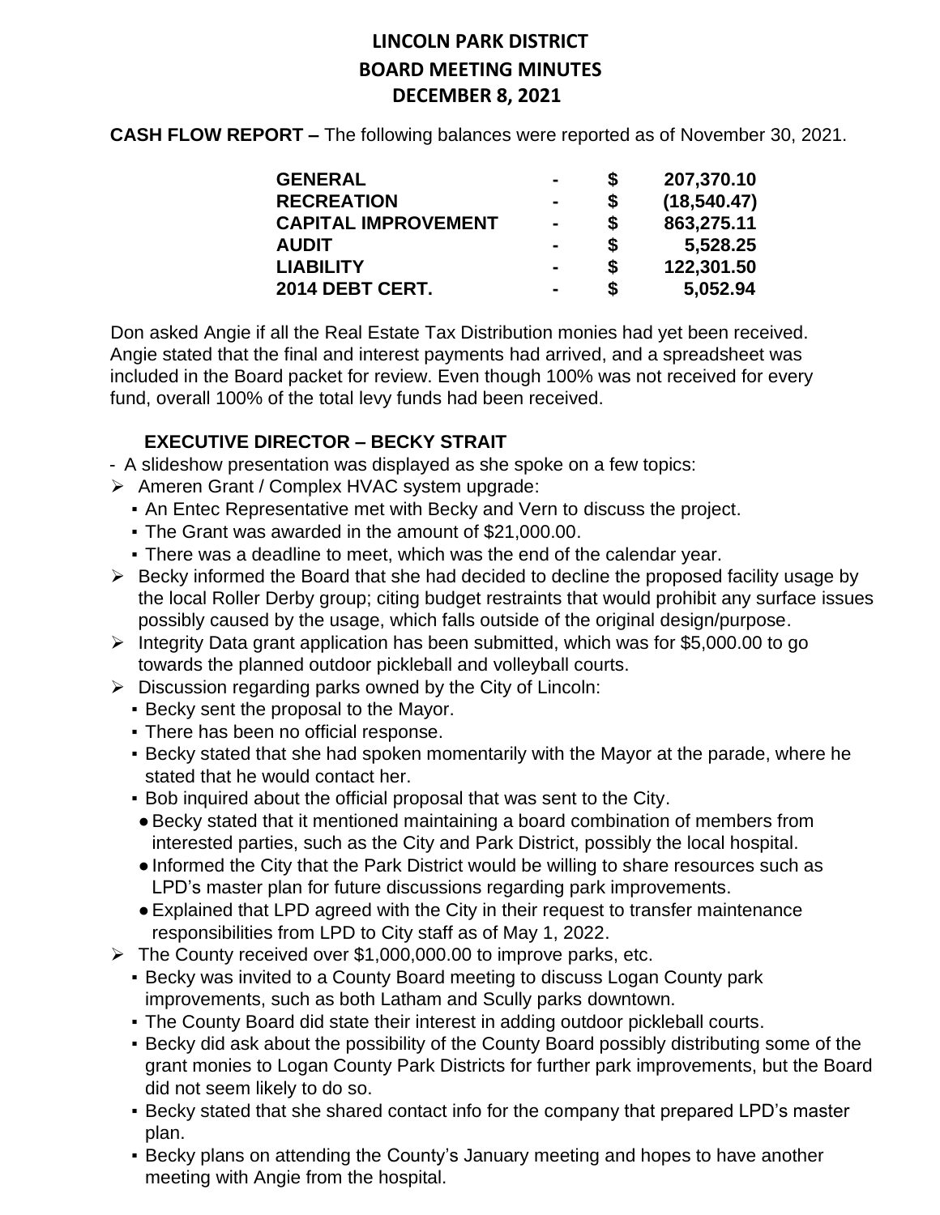# LINCOLN PARK DISTRICT
# BOARD MEETING MINUTES
# DECEMBER 8, 2021

**CASH FLOW REPORT –** The following balances were reported as of November 30, 2021.

| | | | |
|---|---|---|---|
| **GENERAL** | **-** | **$** | **207,370.10** |
| **RECREATION** | **-** | **$** | **(18,540.47)** |
| **CAPITAL IMPROVEMENT** | **-** | **$** | **863,275.11** |
| **AUDIT** | **-** | **$** | **5,528.25** |
| **LIABILITY** | **-** | **$** | **122,301.50** |
| **2014 DEBT CERT.** | **-** | **$** | **5,052.94** |

Don asked Angie if all the Real Estate Tax Distribution monies had yet been received. Angie stated that the final and interest payments had arrived, and a spreadsheet was included in the Board packet for review. Even though 100% was not received for every fund, overall 100% of the total levy funds had been received.

**EXECUTIVE DIRECTOR – BECKY STRAIT**

- A slideshow presentation was displayed as she spoke on a few topics:

- Ameren Grant / Complex HVAC system upgrade:
  - An Entec Representative met with Becky and Vern to discuss the project.
  - The Grant was awarded in the amount of $21,000.00.
  - There was a deadline to meet, which was the end of the calendar year.
- Becky informed the Board that she had decided to decline the proposed facility usage by the local Roller Derby group; citing budget restraints that would prohibit any surface issues possibly caused by the usage, which falls outside of the original design/purpose.
- Integrity Data grant application has been submitted, which was for $5,000.00 to go towards the planned outdoor pickleball and volleyball courts.
- Discussion regarding parks owned by the City of Lincoln:
  - Becky sent the proposal to the Mayor.
  - There has been no official response.
  - Becky stated that she had spoken momentarily with the Mayor at the parade, where he stated that he would contact her.
  - Bob inquired about the official proposal that was sent to the City.
    - Becky stated that it mentioned maintaining a board combination of members from interested parties, such as the City and Park District, possibly the local hospital.
    - Informed the City that the Park District would be willing to share resources such as LPD's master plan for future discussions regarding park improvements.
    - Explained that LPD agreed with the City in their request to transfer maintenance responsibilities from LPD to City staff as of May 1, 2022.
- The County received over $1,000,000.00 to improve parks, etc.
  - Becky was invited to a County Board meeting to discuss Logan County park improvements, such as both Latham and Scully parks downtown.
  - The County Board did state their interest in adding outdoor pickleball courts.
  - Becky did ask about the possibility of the County Board possibly distributing some of the grant monies to Logan County Park Districts for further park improvements, but the Board did not seem likely to do so.
  - Becky stated that she shared contact info for the company that prepared LPD's master plan.
  - Becky plans on attending the County's January meeting and hopes to have another meeting with Angie from the hospital.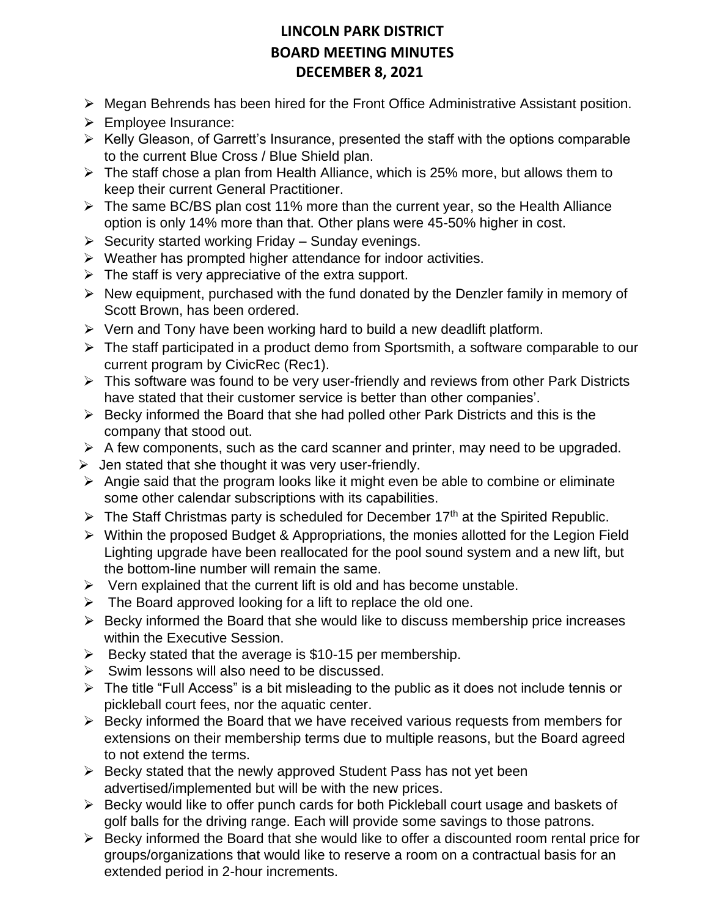# LINCOLN PARK DISTRICT
# BOARD MEETING MINUTES
# DECEMBER 8, 2021

- Megan Behrends has been hired for the Front Office Administrative Assistant position.
- Employee Insurance:
- Kelly Gleason, of Garrett's Insurance, presented the staff with the options comparable to the current Blue Cross / Blue Shield plan.
- The staff chose a plan from Health Alliance, which is 25% more, but allows them to keep their current General Practitioner.
- The same BC/BS plan cost 11% more than the current year, so the Health Alliance option is only 14% more than that. Other plans were 45-50% higher in cost.
- Security started working Friday – Sunday evenings.
- Weather has prompted higher attendance for indoor activities.
- The staff is very appreciative of the extra support.
- New equipment, purchased with the fund donated by the Denzler family in memory of Scott Brown, has been ordered.
- Vern and Tony have been working hard to build a new deadlift platform.
- The staff participated in a product demo from Sportsmith, a software comparable to our current program by CivicRec (Rec1).
- This software was found to be very user-friendly and reviews from other Park Districts have stated that their customer service is better than other companies'.
- Becky informed the Board that she had polled other Park Districts and this is the company that stood out.
- A few components, such as the card scanner and printer, may need to be upgraded.
- Jen stated that she thought it was very user-friendly.
- Angie said that the program looks like it might even be able to combine or eliminate some other calendar subscriptions with its capabilities.
- The Staff Christmas party is scheduled for December 17th at the Spirited Republic.
- Within the proposed Budget & Appropriations, the monies allotted for the Legion Field Lighting upgrade have been reallocated for the pool sound system and a new lift, but the bottom-line number will remain the same.
- Vern explained that the current lift is old and has become unstable.
- The Board approved looking for a lift to replace the old one.
- Becky informed the Board that she would like to discuss membership price increases within the Executive Session.
- Becky stated that the average is $10-15 per membership.
- Swim lessons will also need to be discussed.
- The title "Full Access" is a bit misleading to the public as it does not include tennis or pickleball court fees, nor the aquatic center.
- Becky informed the Board that we have received various requests from members for extensions on their membership terms due to multiple reasons, but the Board agreed to not extend the terms.
- Becky stated that the newly approved Student Pass has not yet been advertised/implemented but will be with the new prices.
- Becky would like to offer punch cards for both Pickleball court usage and baskets of golf balls for the driving range. Each will provide some savings to those patrons.
- Becky informed the Board that she would like to offer a discounted room rental price for groups/organizations that would like to reserve a room on a contractual basis for an extended period in 2-hour increments.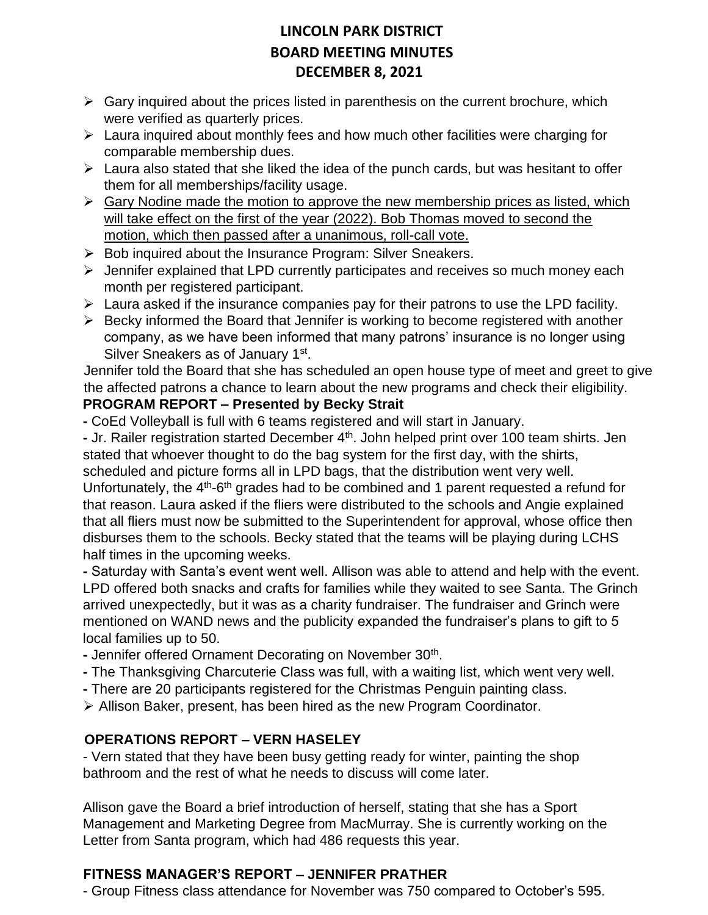- Gary inquired about the prices listed in parenthesis on the current brochure, which were verified as quarterly prices.
- Laura inquired about monthly fees and how much other facilities were charging for comparable membership dues.
- Laura also stated that she liked the idea of the punch cards, but was hesitant to offer them for all memberships/facility usage.
- <u>Gary Nodine made the motion to approve the new membership prices as listed, which will take effect on the first of the year (2022). Bob Thomas moved to second the motion, which then passed after a unanimous, roll-call vote.</u>
- Bob inquired about the Insurance Program: Silver Sneakers.
- Jennifer explained that LPD currently participates and receives so much money each month per registered participant.
- Laura asked if the insurance companies pay for their patrons to use the LPD facility.
- Becky informed the Board that Jennifer is working to become registered with another company, as we have been informed that many patrons' insurance is no longer using Silver Sneakers as of January 1st.

Jennifer told the Board that she has scheduled an open house type of meet and greet to give the affected patrons a chance to learn about the new programs and check their eligibility.

**PROGRAM REPORT – Presented by Becky Strait**

- CoEd Volleyball is full with 6 teams registered and will start in January.
- Jr. Railer registration started December 4th. John helped print over 100 team shirts. Jen stated that whoever thought to do the bag system for the first day, with the shirts, scheduled and picture forms all in LPD bags, that the distribution went very well. Unfortunately, the 4th-6th grades had to be combined and 1 parent requested a refund for that reason. Laura asked if the fliers were distributed to the schools and Angie explained that all fliers must now be submitted to the Superintendent for approval, whose office then disburses them to the schools. Becky stated that the teams will be playing during LCHS half times in the upcoming weeks.
- Saturday with Santa's event went well. Allison was able to attend and help with the event. LPD offered both snacks and crafts for families while they waited to see Santa. The Grinch arrived unexpectedly, but it was as a charity fundraiser. The fundraiser and Grinch were mentioned on WAND news and the publicity expanded the fundraiser's plans to gift to 5 local families up to 50.
- Jennifer offered Ornament Decorating on November 30th.
- The Thanksgiving Charcuterie Class was full, with a waiting list, which went very well.
- There are 20 participants registered for the Christmas Penguin painting class.
- Allison Baker, present, has been hired as the new Program Coordinator.

**OPERATIONS REPORT – VERN HASELEY**

- Vern stated that they have been busy getting ready for winter, painting the shop bathroom and the rest of what he needs to discuss will come later.

Allison gave the Board a brief introduction of herself, stating that she has a Sport Management and Marketing Degree from MacMurray. She is currently working on the Letter from Santa program, which had 486 requests this year.

**FITNESS MANAGER'S REPORT – JENNIFER PRATHER**

- Group Fitness class attendance for November was 750 compared to October's 595.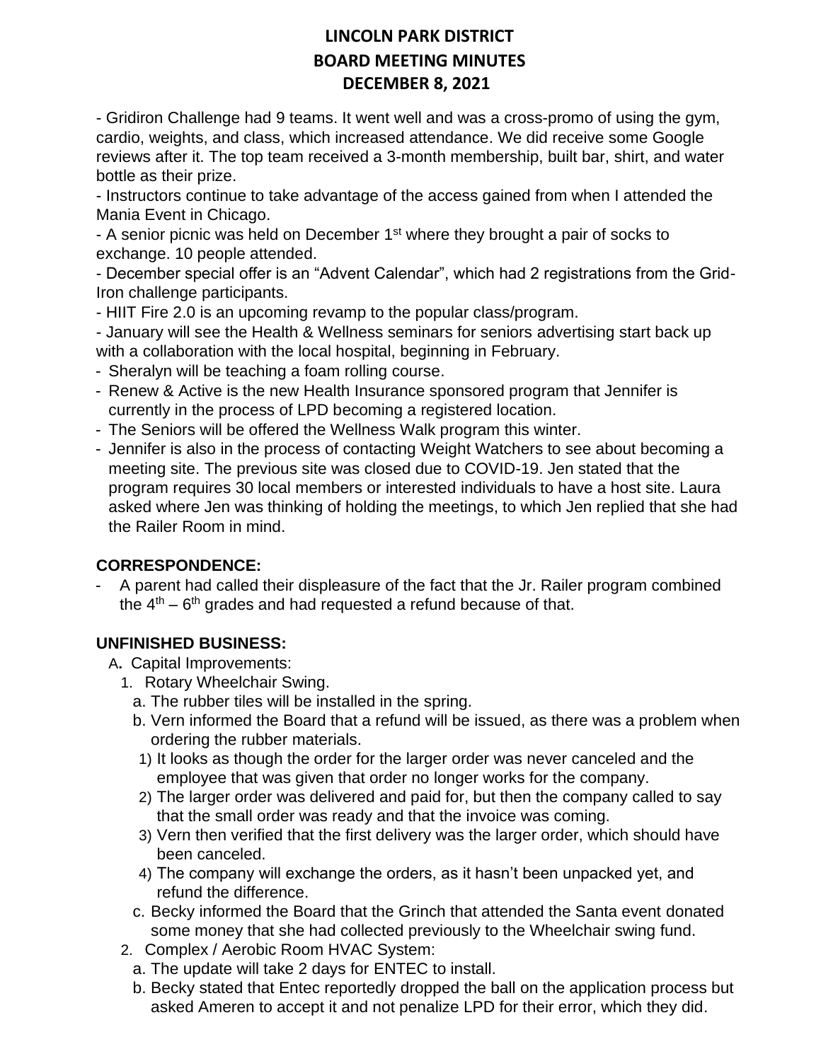# LINCOLN PARK DISTRICT
# BOARD MEETING MINUTES
# DECEMBER 8, 2021

- Gridiron Challenge had 9 teams. It went well and was a cross-promo of using the gym, cardio, weights, and class, which increased attendance. We did receive some Google reviews after it. The top team received a 3-month membership, built bar, shirt, and water bottle as their prize.
- Instructors continue to take advantage of the access gained from when I attended the Mania Event in Chicago.
- A senior picnic was held on December 1st where they brought a pair of socks to exchange. 10 people attended.
- December special offer is an "Advent Calendar", which had 2 registrations from the Grid-Iron challenge participants.
- HIIT Fire 2.0 is an upcoming revamp to the popular class/program.
- January will see the Health & Wellness seminars for seniors advertising start back up with a collaboration with the local hospital, beginning in February.
- Sheralyn will be teaching a foam rolling course.
- Renew & Active is the new Health Insurance sponsored program that Jennifer is currently in the process of LPD becoming a registered location.
- The Seniors will be offered the Wellness Walk program this winter.
- Jennifer is also in the process of contacting Weight Watchers to see about becoming a meeting site. The previous site was closed due to COVID-19. Jen stated that the program requires 30 local members or interested individuals to have a host site. Laura asked where Jen was thinking of holding the meetings, to which Jen replied that she had the Railer Room in mind.

**CORRESPONDENCE:**

- A parent had called their displeasure of the fact that the Jr. Railer program combined the 4th – 6th grades and had requested a refund because of that.

**UNFINISHED BUSINESS:**

A. Capital Improvements:

1. Rotary Wheelchair Swing.
   a. The rubber tiles will be installed in the spring.
   b. Vern informed the Board that a refund will be issued, as there was a problem when ordering the rubber materials.
      1) It looks as though the order for the larger order was never canceled and the employee that was given that order no longer works for the company.
      2) The larger order was delivered and paid for, but then the company called to say that the small order was ready and that the invoice was coming.
      3) Vern then verified that the first delivery was the larger order, which should have been canceled.
      4) The company will exchange the orders, as it hasn't been unpacked yet, and refund the difference.
   c. Becky informed the Board that the Grinch that attended the Santa event donated some money that she had collected previously to the Wheelchair swing fund.
2. Complex / Aerobic Room HVAC System:
   a. The update will take 2 days for ENTEC to install.
   b. Becky stated that Entec reportedly dropped the ball on the application process but asked Ameren to accept it and not penalize LPD for their error, which they did.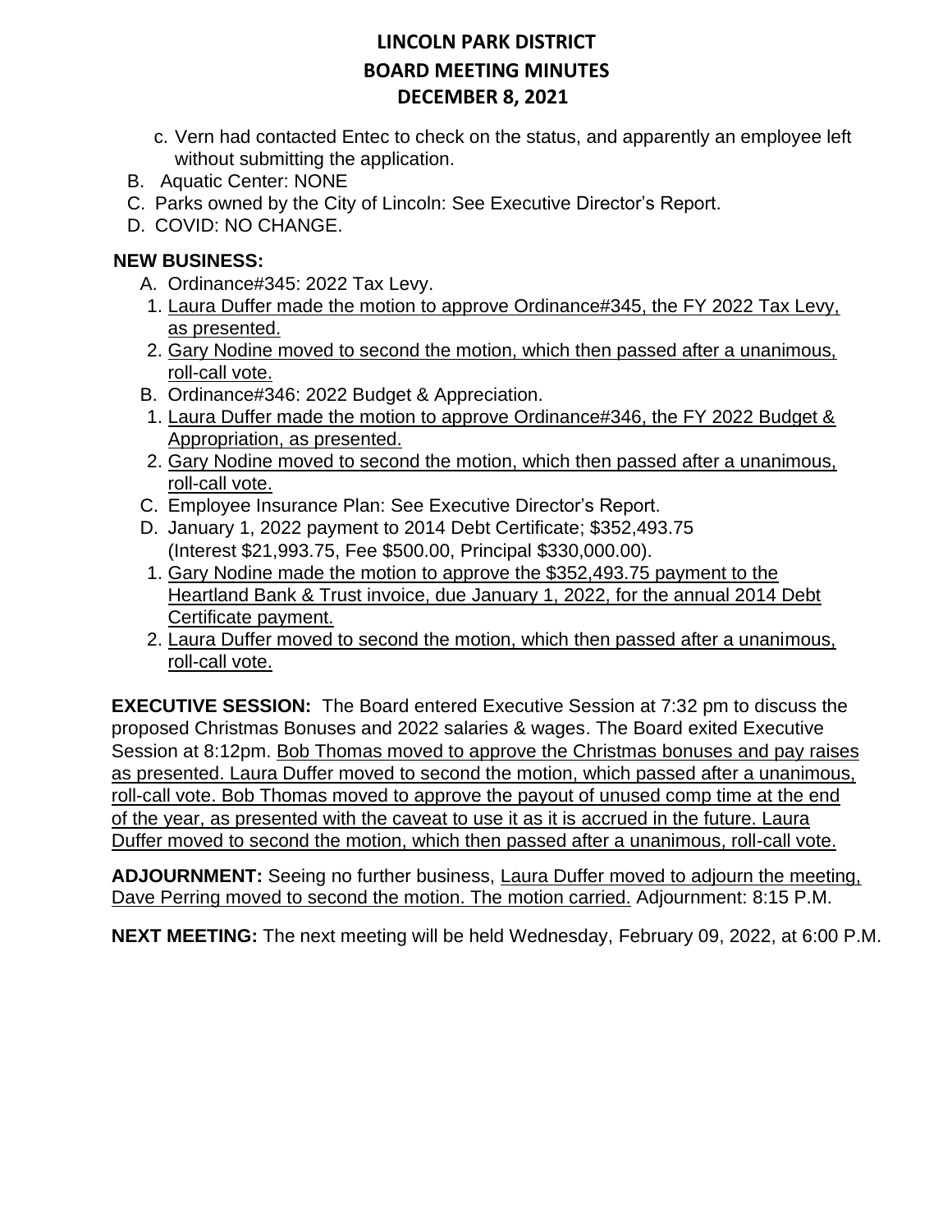c. Vern had contacted Entec to check on the status, and apparently an employee left without submitting the application.

B. Aquatic Center: NONE

C. Parks owned by the City of Lincoln: See Executive Director's Report.

D. COVID: NO CHANGE.

**NEW BUSINESS:**

A. Ordinance#345: 2022 Tax Levy.
   1. <u>Laura Duffer made the motion to approve Ordinance#345, the FY 2022 Tax Levy, as presented.</u>
   2. <u>Gary Nodine moved to second the motion, which then passed after a unanimous, roll-call vote.</u>

B. Ordinance#346: 2022 Budget & Appreciation.
   1. <u>Laura Duffer made the motion to approve Ordinance#346, the FY 2022 Budget & Appropriation, as presented.</u>
   2. <u>Gary Nodine moved to second the motion, which then passed after a unanimous, roll-call vote.</u>

C. Employee Insurance Plan: See Executive Director's Report.

D. January 1, 2022 payment to 2014 Debt Certificate; $352,493.75 (Interest $21,993.75, Fee $500.00, Principal $330,000.00).
   1. <u>Gary Nodine made the motion to approve the $352,493.75 payment to the Heartland Bank & Trust invoice, due January 1, 2022, for the annual 2014 Debt Certificate payment.</u>
   2. <u>Laura Duffer moved to second the motion, which then passed after a unanimous, roll-call vote.</u>

**EXECUTIVE SESSION:** The Board entered Executive Session at 7:32 pm to discuss the proposed Christmas Bonuses and 2022 salaries & wages. The Board exited Executive Session at 8:12pm. <u>Bob Thomas moved to approve the Christmas bonuses and pay raises as presented. Laura Duffer moved to second the motion, which passed after a unanimous, roll-call vote. Bob Thomas moved to approve the payout of unused comp time at the end of the year, as presented with the caveat to use it as it is accrued in the future. Laura Duffer moved to second the motion, which then passed after a unanimous, roll-call vote.</u>

**ADJOURNMENT:** Seeing no further business, <u>Laura Duffer moved to adjourn the meeting, Dave Perring moved to second the motion. The motion carried.</u> Adjournment: 8:15 P.M.

**NEXT MEETING:** The next meeting will be held Wednesday, February 09, 2022, at 6:00 P.M.